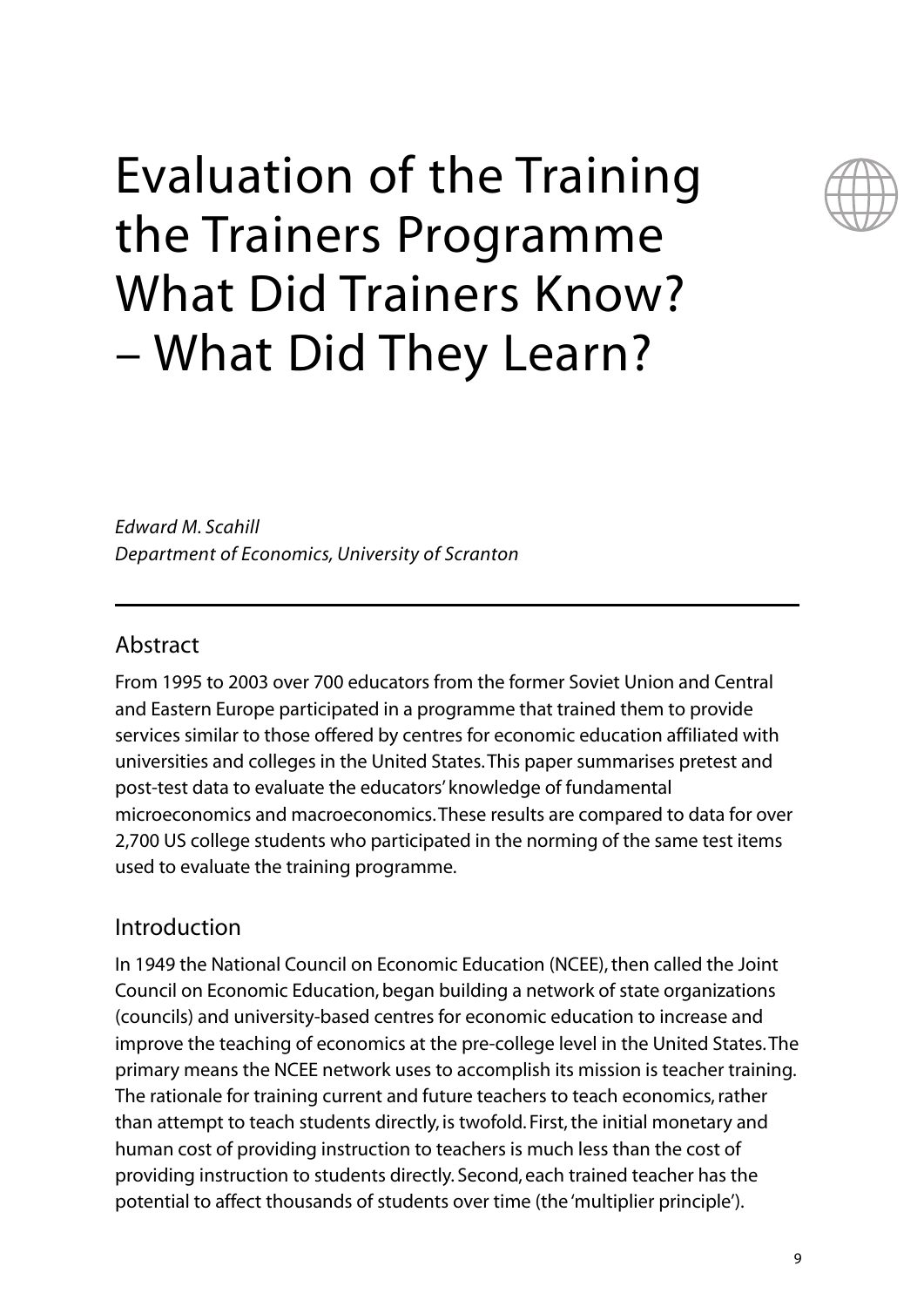# Evaluation of the Training the Trainers Programme What Did Trainers Know? – What Did They Learn?

*Edward M. Scahill*
*Department of Economics, University of Scranton*

## Abstract

From 1995 to 2003 over 700 educators from the former Soviet Union and Central and Eastern Europe participated in a programme that trained them to provide services similar to those offered by centres for economic education affiliated with universities and colleges in the United States. This paper summarises pretest and post-test data to evaluate the educators' knowledge of fundamental microeconomics and macroeconomics. These results are compared to data for over 2,700 US college students who participated in the norming of the same test items used to evaluate the training programme.

## Introduction

In 1949 the National Council on Economic Education (NCEE), then called the Joint Council on Economic Education, began building a network of state organizations (councils) and university-based centres for economic education to increase and improve the teaching of economics at the pre-college level in the United States. The primary means the NCEE network uses to accomplish its mission is teacher training. The rationale for training current and future teachers to teach economics, rather than attempt to teach students directly, is twofold. First, the initial monetary and human cost of providing instruction to teachers is much less than the cost of providing instruction to students directly. Second, each trained teacher has the potential to affect thousands of students over time (the 'multiplier principle').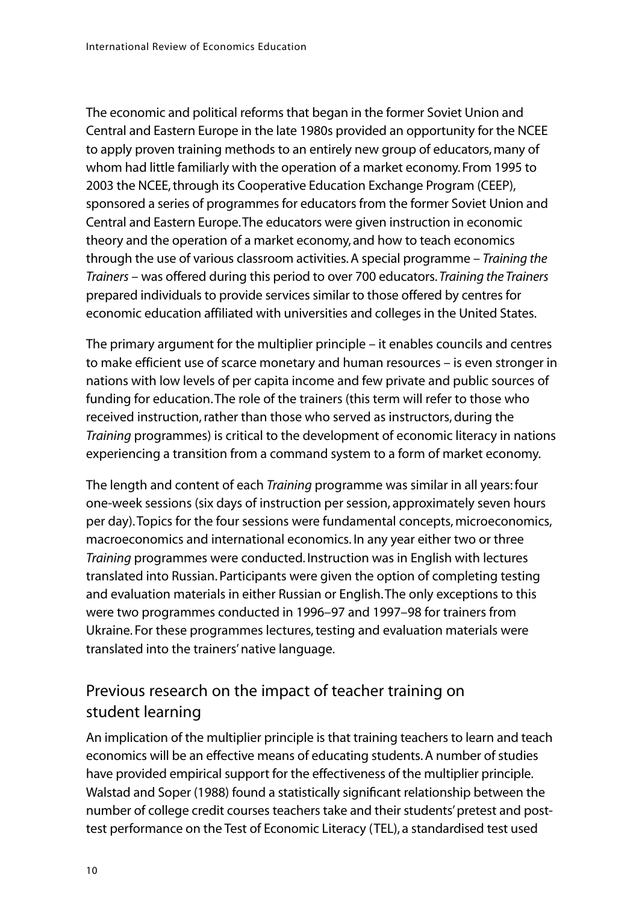The economic and political reforms that began in the former Soviet Union and Central and Eastern Europe in the late 1980s provided an opportunity for the NCEE to apply proven training methods to an entirely new group of educators, many of whom had little familiarly with the operation of a market economy. From 1995 to 2003 the NCEE, through its Cooperative Education Exchange Program (CEEP), sponsored a series of programmes for educators from the former Soviet Union and Central and Eastern Europe. The educators were given instruction in economic theory and the operation of a market economy, and how to teach economics through the use of various classroom activities. A special programme – *Training the Trainers* – was offered during this period to over 700 educators. *Training the Trainers* prepared individuals to provide services similar to those offered by centres for economic education affiliated with universities and colleges in the United States.

The primary argument for the multiplier principle – it enables councils and centres to make efficient use of scarce monetary and human resources – is even stronger in nations with low levels of per capita income and few private and public sources of funding for education. The role of the trainers (this term will refer to those who received instruction, rather than those who served as instructors, during the *Training* programmes) is critical to the development of economic literacy in nations experiencing a transition from a command system to a form of market economy.

The length and content of each *Training* programme was similar in all years: four one-week sessions (six days of instruction per session, approximately seven hours per day). Topics for the four sessions were fundamental concepts, microeconomics, macroeconomics and international economics. In any year either two or three *Training* programmes were conducted. Instruction was in English with lectures translated into Russian. Participants were given the option of completing testing and evaluation materials in either Russian or English. The only exceptions to this were two programmes conducted in 1996–97 and 1997–98 for trainers from Ukraine. For these programmes lectures, testing and evaluation materials were translated into the trainers' native language.

## Previous research on the impact of teacher training on student learning

An implication of the multiplier principle is that training teachers to learn and teach economics will be an effective means of educating students. A number of studies have provided empirical support for the effectiveness of the multiplier principle. Walstad and Soper (1988) found a statistically significant relationship between the number of college credit courses teachers take and their students' pretest and post-test performance on the Test of Economic Literacy (TEL), a standardised test used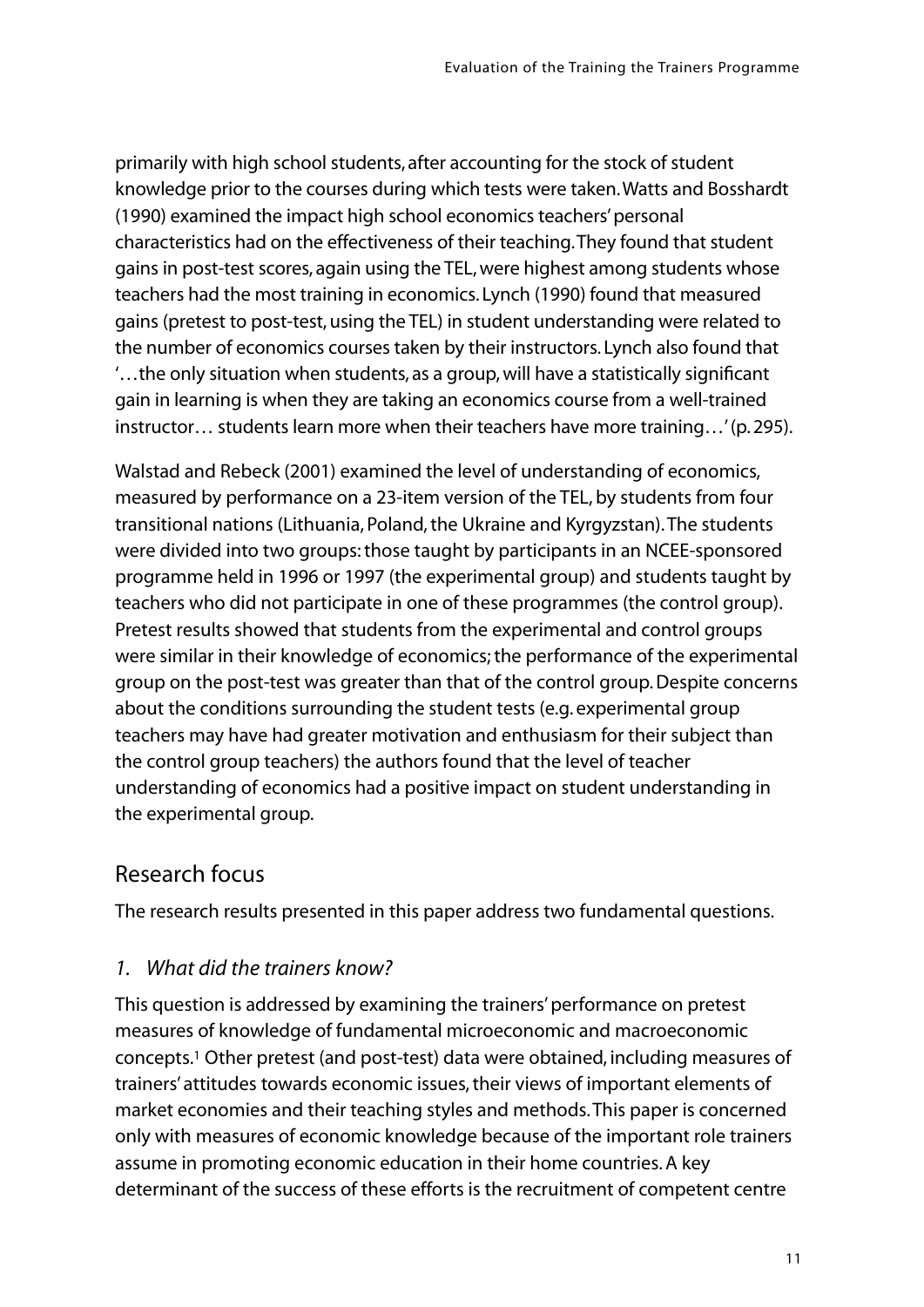primarily with high school students, after accounting for the stock of student knowledge prior to the courses during which tests were taken. Watts and Bosshardt (1990) examined the impact high school economics teachers' personal characteristics had on the effectiveness of their teaching. They found that student gains in post-test scores, again using the TEL, were highest among students whose teachers had the most training in economics. Lynch (1990) found that measured gains (pretest to post-test, using the TEL) in student understanding were related to the number of economics courses taken by their instructors. Lynch also found that '…the only situation when students, as a group, will have a statistically significant gain in learning is when they are taking an economics course from a well-trained instructor… students learn more when their teachers have more training…' (p. 295).

Walstad and Rebeck (2001) examined the level of understanding of economics, measured by performance on a 23-item version of the TEL, by students from four transitional nations (Lithuania, Poland, the Ukraine and Kyrgyzstan). The students were divided into two groups: those taught by participants in an NCEE-sponsored programme held in 1996 or 1997 (the experimental group) and students taught by teachers who did not participate in one of these programmes (the control group). Pretest results showed that students from the experimental and control groups were similar in their knowledge of economics; the performance of the experimental group on the post-test was greater than that of the control group. Despite concerns about the conditions surrounding the student tests (e.g. experimental group teachers may have had greater motivation and enthusiasm for their subject than the control group teachers) the authors found that the level of teacher understanding of economics had a positive impact on student understanding in the experimental group.

## Research focus

The research results presented in this paper address two fundamental questions.

### *1. What did the trainers know?*

This question is addressed by examining the trainers' performance on pretest measures of knowledge of fundamental microeconomic and macroeconomic concepts.[1] Other pretest (and post-test) data were obtained, including measures of trainers' attitudes towards economic issues, their views of important elements of market economies and their teaching styles and methods. This paper is concerned only with measures of economic knowledge because of the important role trainers assume in promoting economic education in their home countries. A key determinant of the success of these efforts is the recruitment of competent centre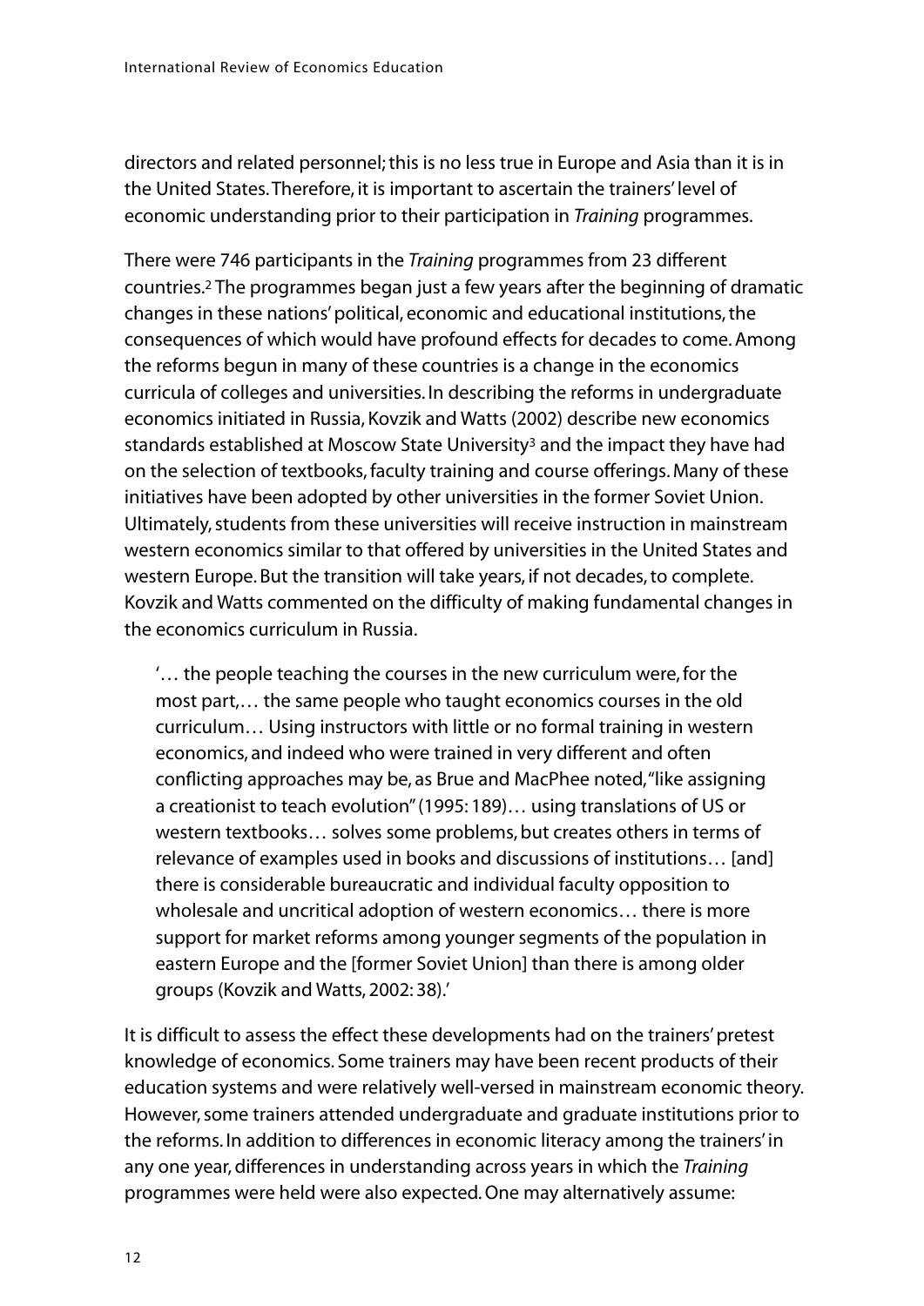directors and related personnel; this is no less true in Europe and Asia than it is in the United States. Therefore, it is important to ascertain the trainers' level of economic understanding prior to their participation in *Training* programmes.

There were 746 participants in the *Training* programmes from 23 different countries.[2] The programmes began just a few years after the beginning of dramatic changes in these nations' political, economic and educational institutions, the consequences of which would have profound effects for decades to come. Among the reforms begun in many of these countries is a change in the economics curricula of colleges and universities. In describing the reforms in undergraduate economics initiated in Russia, Kovzik and Watts (2002) describe new economics standards established at Moscow State University[3] and the impact they have had on the selection of textbooks, faculty training and course offerings. Many of these initiatives have been adopted by other universities in the former Soviet Union. Ultimately, students from these universities will receive instruction in mainstream western economics similar to that offered by universities in the United States and western Europe. But the transition will take years, if not decades, to complete. Kovzik and Watts commented on the difficulty of making fundamental changes in the economics curriculum in Russia.

> '… the people teaching the courses in the new curriculum were, for the most part,… the same people who taught economics courses in the old curriculum… Using instructors with little or no formal training in western economics, and indeed who were trained in very different and often conflicting approaches may be, as Brue and MacPhee noted, "like assigning a creationist to teach evolution" (1995: 189)… using translations of US or western textbooks… solves some problems, but creates others in terms of relevance of examples used in books and discussions of institutions… [and] there is considerable bureaucratic and individual faculty opposition to wholesale and uncritical adoption of western economics… there is more support for market reforms among younger segments of the population in eastern Europe and the [former Soviet Union] than there is among older groups (Kovzik and Watts, 2002: 38).'

It is difficult to assess the effect these developments had on the trainers' pretest knowledge of economics. Some trainers may have been recent products of their education systems and were relatively well-versed in mainstream economic theory. However, some trainers attended undergraduate and graduate institutions prior to the reforms. In addition to differences in economic literacy among the trainers' in any one year, differences in understanding across years in which the *Training* programmes were held were also expected. One may alternatively assume: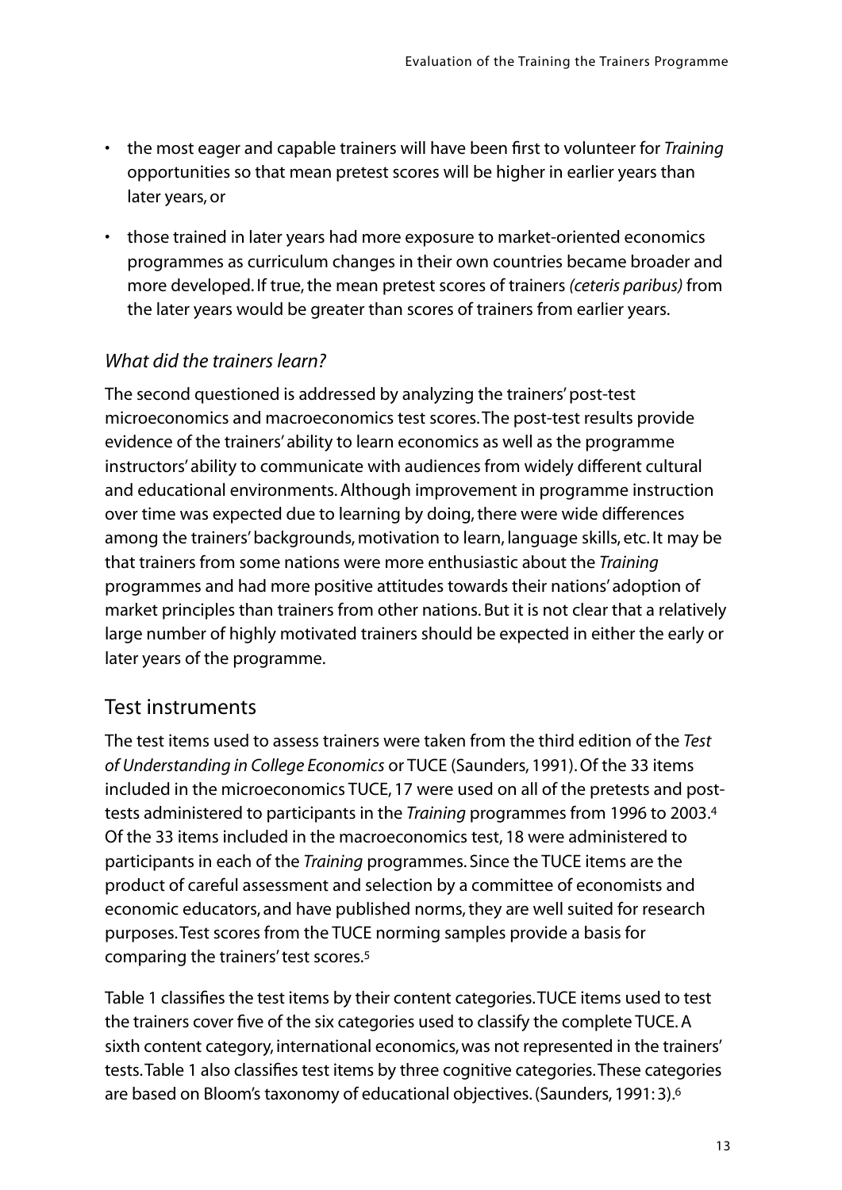- the most eager and capable trainers will have been first to volunteer for *Training* opportunities so that mean pretest scores will be higher in earlier years than later years, or
- those trained in later years had more exposure to market-oriented economics programmes as curriculum changes in their own countries became broader and more developed. If true, the mean pretest scores of trainers *(ceteris paribus)* from the later years would be greater than scores of trainers from earlier years.

### *What did the trainers learn?*

The second questioned is addressed by analyzing the trainers' post-test microeconomics and macroeconomics test scores. The post-test results provide evidence of the trainers' ability to learn economics as well as the programme instructors' ability to communicate with audiences from widely different cultural and educational environments. Although improvement in programme instruction over time was expected due to learning by doing, there were wide differences among the trainers' backgrounds, motivation to learn, language skills, etc. It may be that trainers from some nations were more enthusiastic about the *Training* programmes and had more positive attitudes towards their nations' adoption of market principles than trainers from other nations. But it is not clear that a relatively large number of highly motivated trainers should be expected in either the early or later years of the programme.

## Test instruments

The test items used to assess trainers were taken from the third edition of the *Test of Understanding in College Economics* or TUCE (Saunders, 1991). Of the 33 items included in the microeconomics TUCE, 17 were used on all of the pretests and post-tests administered to participants in the *Training* programmes from 1996 to 2003.[4] Of the 33 items included in the macroeconomics test, 18 were administered to participants in each of the *Training* programmes. Since the TUCE items are the product of careful assessment and selection by a committee of economists and economic educators, and have published norms, they are well suited for research purposes. Test scores from the TUCE norming samples provide a basis for comparing the trainers' test scores.[5]

Table 1 classifies the test items by their content categories. TUCE items used to test the trainers cover five of the six categories used to classify the complete TUCE. A sixth content category, international economics, was not represented in the trainers' tests. Table 1 also classifies test items by three cognitive categories. These categories are based on Bloom's taxonomy of educational objectives. (Saunders, 1991: 3).[6]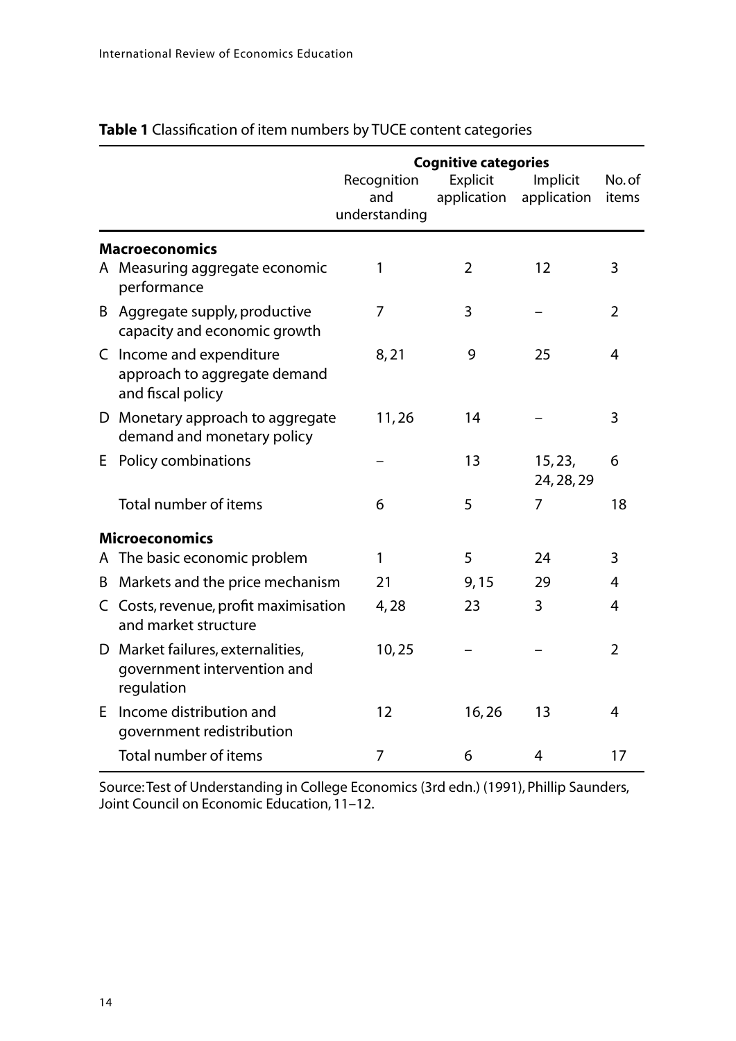**Table 1** Classification of item numbers by TUCE content categories

| | Cognitive categories | | | |
|---|---|---|---|---|
| | Recognition and understanding | Explicit application | Implicit application | No. of items |
| **Macroeconomics** | | | | |
| A Measuring aggregate economic performance | 1 | 2 | 12 | 3 |
| B Aggregate supply, productive capacity and economic growth | 7 | 3 | – | 2 |
| C Income and expenditure approach to aggregate demand and fiscal policy | 8, 21 | 9 | 25 | 4 |
| D Monetary approach to aggregate demand and monetary policy | 11, 26 | 14 | – | 3 |
| E Policy combinations | – | 13 | 15, 23, 24, 28, 29 | 6 |
| Total number of items | 6 | 5 | 7 | 18 |
| **Microeconomics** | | | | |
| A The basic economic problem | 1 | 5 | 24 | 3 |
| B Markets and the price mechanism | 21 | 9, 15 | 29 | 4 |
| C Costs, revenue, profit maximisation and market structure | 4, 28 | 23 | 3 | 4 |
| D Market failures, externalities, government intervention and regulation | 10, 25 | – | – | 2 |
| E Income distribution and government redistribution | 12 | 16, 26 | 13 | 4 |
| Total number of items | 7 | 6 | 4 | 17 |

Source: Test of Understanding in College Economics (3rd edn.) (1991), Phillip Saunders, Joint Council on Economic Education, 11–12.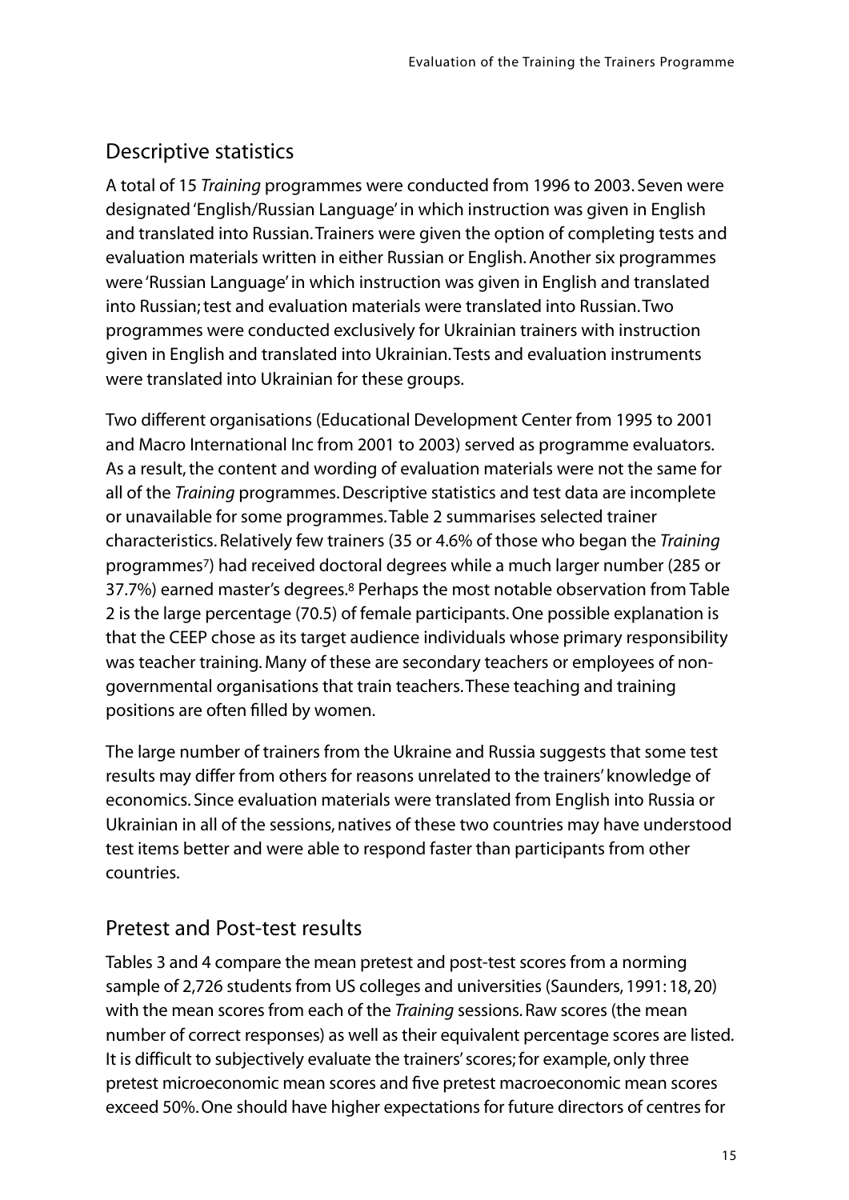## Descriptive statistics

A total of 15 *Training* programmes were conducted from 1996 to 2003. Seven were designated 'English/Russian Language' in which instruction was given in English and translated into Russian. Trainers were given the option of completing tests and evaluation materials written in either Russian or English. Another six programmes were 'Russian Language' in which instruction was given in English and translated into Russian; test and evaluation materials were translated into Russian. Two programmes were conducted exclusively for Ukrainian trainers with instruction given in English and translated into Ukrainian. Tests and evaluation instruments were translated into Ukrainian for these groups.

Two different organisations (Educational Development Center from 1995 to 2001 and Macro International Inc from 2001 to 2003) served as programme evaluators. As a result, the content and wording of evaluation materials were not the same for all of the *Training* programmes. Descriptive statistics and test data are incomplete or unavailable for some programmes. Table 2 summarises selected trainer characteristics. Relatively few trainers (35 or 4.6% of those who began the *Training* programmes[7]) had received doctoral degrees while a much larger number (285 or 37.7%) earned master's degrees.[8] Perhaps the most notable observation from Table 2 is the large percentage (70.5) of female participants. One possible explanation is that the CEEP chose as its target audience individuals whose primary responsibility was teacher training. Many of these are secondary teachers or employees of non-governmental organisations that train teachers. These teaching and training positions are often filled by women.

The large number of trainers from the Ukraine and Russia suggests that some test results may differ from others for reasons unrelated to the trainers' knowledge of economics. Since evaluation materials were translated from English into Russia or Ukrainian in all of the sessions, natives of these two countries may have understood test items better and were able to respond faster than participants from other countries.

## Pretest and Post-test results

Tables 3 and 4 compare the mean pretest and post-test scores from a norming sample of 2,726 students from US colleges and universities (Saunders, 1991: 18, 20) with the mean scores from each of the *Training* sessions. Raw scores (the mean number of correct responses) as well as their equivalent percentage scores are listed. It is difficult to subjectively evaluate the trainers' scores; for example, only three pretest microeconomic mean scores and five pretest macroeconomic mean scores exceed 50%. One should have higher expectations for future directors of centres for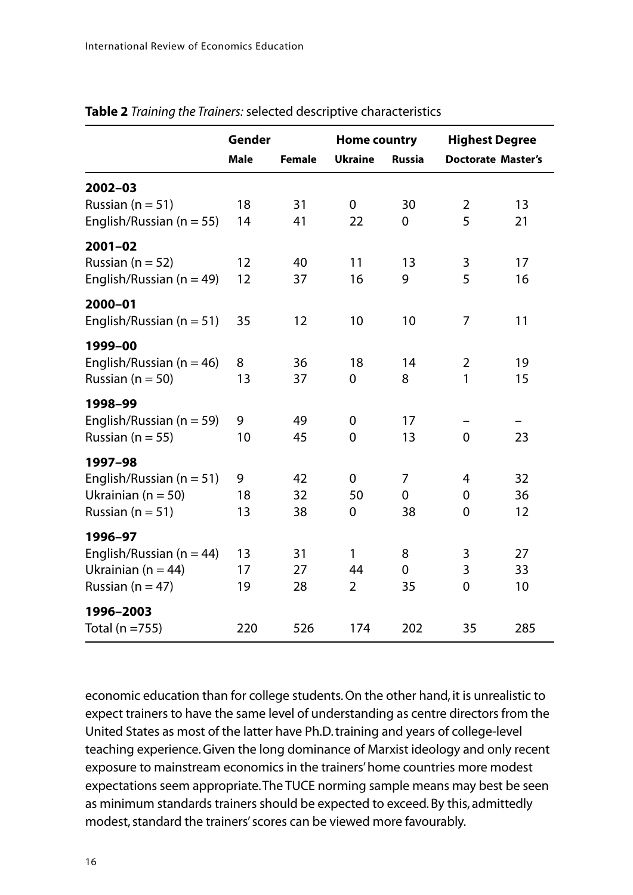**Table 2** *Training the Trainers:* selected descriptive characteristics

| | Gender | | Home country | | Highest Degree | |
|---|---|---|---|---|---|---|
| | Male | Female | Ukraine | Russia | Doctorate | Master's |
| **2002–03** | | | | | | |
| Russian (n = 51) | 18 | 31 | 0 | 30 | 2 | 13 |
| English/Russian (n = 55) | 14 | 41 | 22 | 0 | 5 | 21 |
| **2001–02** | | | | | | |
| Russian (n = 52) | 12 | 40 | 11 | 13 | 3 | 17 |
| English/Russian (n = 49) | 12 | 37 | 16 | 9 | 5 | 16 |
| **2000–01** | | | | | | |
| English/Russian (n = 51) | 35 | 12 | 10 | 10 | 7 | 11 |
| **1999–00** | | | | | | |
| English/Russian (n = 46) | 8 | 36 | 18 | 14 | 2 | 19 |
| Russian (n = 50) | 13 | 37 | 0 | 8 | 1 | 15 |
| **1998–99** | | | | | | |
| English/Russian (n = 59) | 9 | 49 | 0 | 17 | – | – |
| Russian (n = 55) | 10 | 45 | 0 | 13 | 0 | 23 |
| **1997–98** | | | | | | |
| English/Russian (n = 51) | 9 | 42 | 0 | 7 | 4 | 32 |
| Ukrainian (n = 50) | 18 | 32 | 50 | 0 | 0 | 36 |
| Russian (n = 51) | 13 | 38 | 0 | 38 | 0 | 12 |
| **1996–97** | | | | | | |
| English/Russian (n = 44) | 13 | 31 | 1 | 8 | 3 | 27 |
| Ukrainian (n = 44) | 17 | 27 | 44 | 0 | 3 | 33 |
| Russian (n = 47) | 19 | 28 | 2 | 35 | 0 | 10 |
| **1996–2003** | | | | | | |
| Total (n =755) | 220 | 526 | 174 | 202 | 35 | 285 |

economic education than for college students. On the other hand, it is unrealistic to expect trainers to have the same level of understanding as centre directors from the United States as most of the latter have Ph.D. training and years of college-level teaching experience. Given the long dominance of Marxist ideology and only recent exposure to mainstream economics in the trainers' home countries more modest expectations seem appropriate. The TUCE norming sample means may best be seen as minimum standards trainers should be expected to exceed. By this, admittedly modest, standard the trainers' scores can be viewed more favourably.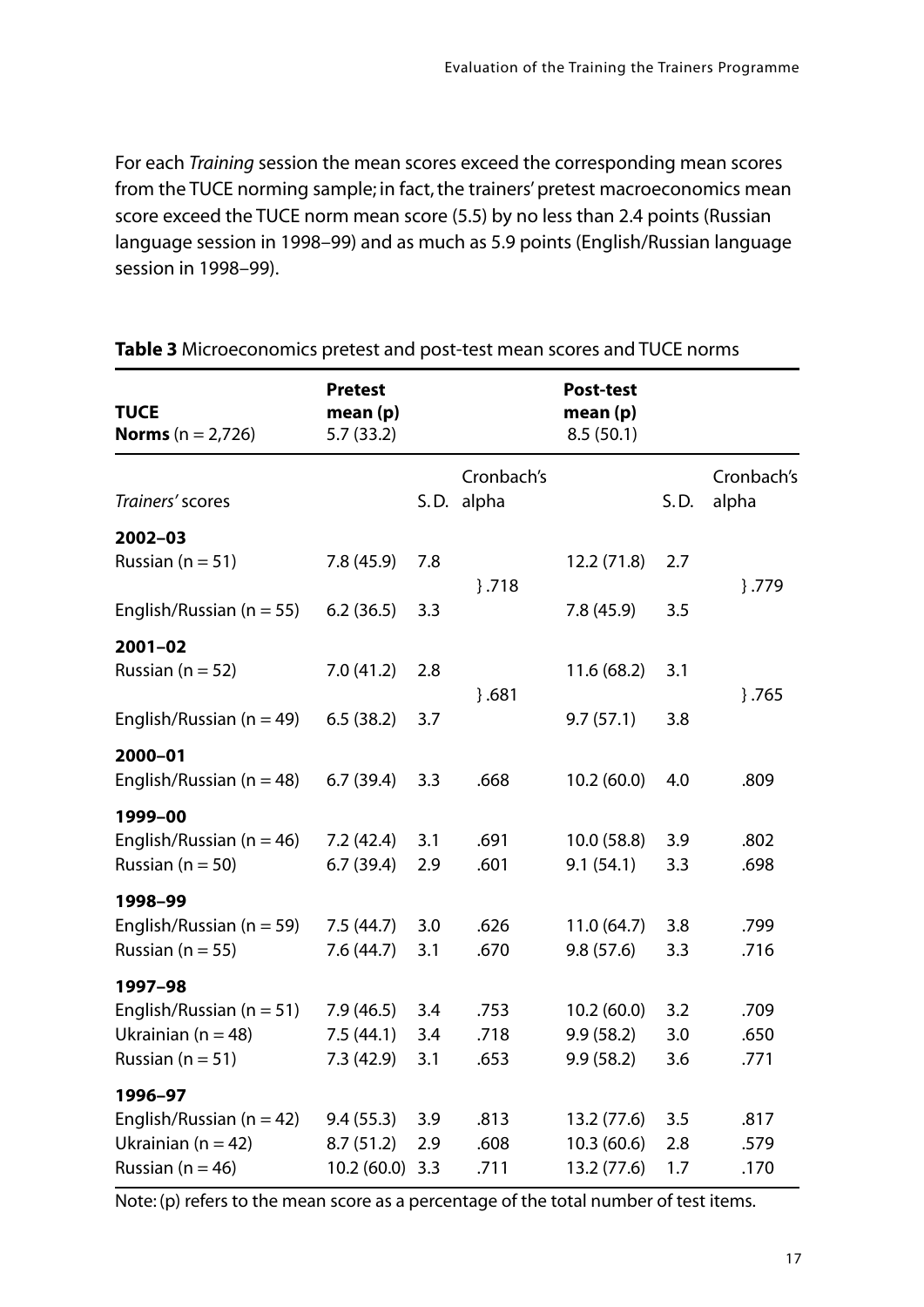For each *Training* session the mean scores exceed the corresponding mean scores from the TUCE norming sample; in fact, the trainers' pretest macroeconomics mean score exceed the TUCE norm mean score (5.5) by no less than 2.4 points (Russian language session in 1998–99) and as much as 5.9 points (English/Russian language session in 1998–99).

**Table 3** Microeconomics pretest and post-test mean scores and TUCE norms

| **TUCE Norms** (n = 2,726) | **Pretest mean (p)** 5.7 (33.2) | | | **Post-test mean (p)** 8.5 (50.1) | | |
|---|---|---|---|---|---|---|
| *Trainers'* scores | | S.D. | Cronbach's alpha | | S.D. | Cronbach's alpha |
| **2002–03** | | | | | | |
| Russian (n = 51) | 7.8 (45.9) | 7.8 | }.718 | 12.2 (71.8) | 2.7 | }.779 |
| English/Russian (n = 55) | 6.2 (36.5) | 3.3 | | 7.8 (45.9) | 3.5 | |
| **2001–02** | | | | | | |
| Russian (n = 52) | 7.0 (41.2) | 2.8 | }.681 | 11.6 (68.2) | 3.1 | }.765 |
| English/Russian (n = 49) | 6.5 (38.2) | 3.7 | | 9.7 (57.1) | 3.8 | |
| **2000–01** | | | | | | |
| English/Russian (n = 48) | 6.7 (39.4) | 3.3 | .668 | 10.2 (60.0) | 4.0 | .809 |
| **1999–00** | | | | | | |
| English/Russian (n = 46) | 7.2 (42.4) | 3.1 | .691 | 10.0 (58.8) | 3.9 | .802 |
| Russian (n = 50) | 6.7 (39.4) | 2.9 | .601 | 9.1 (54.1) | 3.3 | .698 |
| **1998–99** | | | | | | |
| English/Russian (n = 59) | 7.5 (44.7) | 3.0 | .626 | 11.0 (64.7) | 3.8 | .799 |
| Russian (n = 55) | 7.6 (44.7) | 3.1 | .670 | 9.8 (57.6) | 3.3 | .716 |
| **1997–98** | | | | | | |
| English/Russian (n = 51) | 7.9 (46.5) | 3.4 | .753 | 10.2 (60.0) | 3.2 | .709 |
| Ukrainian (n = 48) | 7.5 (44.1) | 3.4 | .718 | 9.9 (58.2) | 3.0 | .650 |
| Russian (n = 51) | 7.3 (42.9) | 3.1 | .653 | 9.9 (58.2) | 3.6 | .771 |
| **1996–97** | | | | | | |
| English/Russian (n = 42) | 9.4 (55.3) | 3.9 | .813 | 13.2 (77.6) | 3.5 | .817 |
| Ukrainian (n = 42) | 8.7 (51.2) | 2.9 | .608 | 10.3 (60.6) | 2.8 | .579 |
| Russian (n = 46) | 10.2 (60.0) | 3.3 | .711 | 13.2 (77.6) | 1.7 | .170 |

Note: (p) refers to the mean score as a percentage of the total number of test items.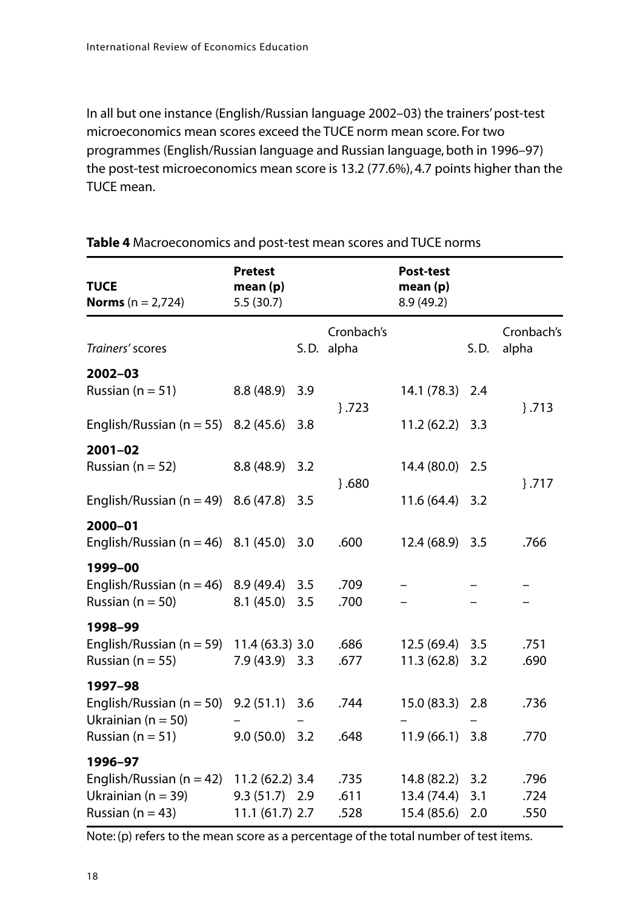In all but one instance (English/Russian language 2002–03) the trainers' post-test microeconomics mean scores exceed the TUCE norm mean score. For two programmes (English/Russian language and Russian language, both in 1996–97) the post-test microeconomics mean score is 13.2 (77.6%), 4.7 points higher than the TUCE mean.

**Table 4** Macroeconomics and post-test mean scores and TUCE norms

| **TUCE Norms** (n = 2,724) | **Pretest mean (p)** 5.5 (30.7) | | | **Post-test mean (p)** 8.9 (49.2) | | |
|---|---|---|---|---|---|---|
| *Trainers'* scores | | S.D. | Cronbach's alpha | | S.D. | Cronbach's alpha |
| **2002–03** | | | | | | |
| Russian (n = 51) | 8.8 (48.9) | 3.9 | }.723 | 14.1 (78.3) | 2.4 | }.713 |
| English/Russian (n = 55) | 8.2 (45.6) | 3.8 | | 11.2 (62.2) | 3.3 | |
| **2001–02** | | | | | | |
| Russian (n = 52) | 8.8 (48.9) | 3.2 | }.680 | 14.4 (80.0) | 2.5 | }.717 |
| English/Russian (n = 49) | 8.6 (47.8) | 3.5 | | 11.6 (64.4) | 3.2 | |
| **2000–01** | | | | | | |
| English/Russian (n = 46) | 8.1 (45.0) | 3.0 | .600 | 12.4 (68.9) | 3.5 | .766 |
| **1999–00** | | | | | | |
| English/Russian (n = 46) | 8.9 (49.4) | 3.5 | .709 | – | – | – |
| Russian (n = 50) | 8.1 (45.0) | 3.5 | .700 | – | – | – |
| **1998–99** | | | | | | |
| English/Russian (n = 59) | 11.4 (63.3) | 3.0 | .686 | 12.5 (69.4) | 3.5 | .751 |
| Russian (n = 55) | 7.9 (43.9) | 3.3 | .677 | 11.3 (62.8) | 3.2 | .690 |
| **1997–98** | | | | | | |
| English/Russian (n = 50) | 9.2 (51.1) | 3.6 | .744 | 15.0 (83.3) | 2.8 | .736 |
| Ukrainian (n = 50) | – | – | | – | – | |
| Russian (n = 51) | 9.0 (50.0) | 3.2 | .648 | 11.9 (66.1) | 3.8 | .770 |
| **1996–97** | | | | | | |
| English/Russian (n = 42) | 11.2 (62.2) | 3.4 | .735 | 14.8 (82.2) | 3.2 | .796 |
| Ukrainian (n = 39) | 9.3 (51.7) | 2.9 | .611 | 13.4 (74.4) | 3.1 | .724 |
| Russian (n = 43) | 11.1 (61.7) | 2.7 | .528 | 15.4 (85.6) | 2.0 | .550 |

Note: (p) refers to the mean score as a percentage of the total number of test items.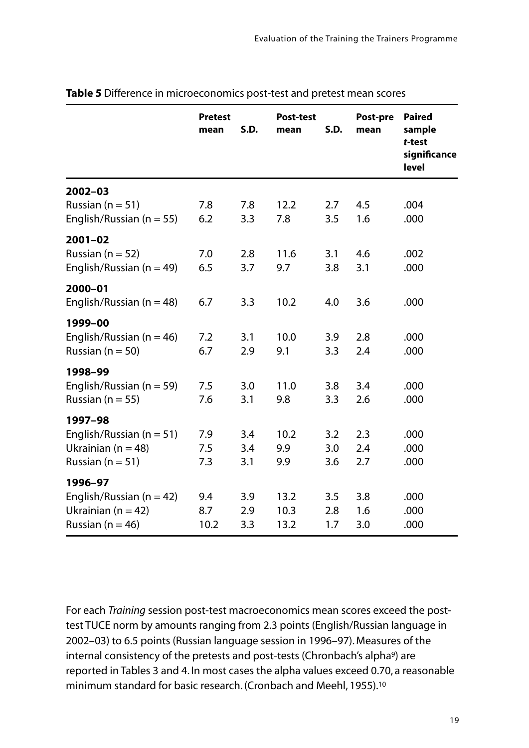**Table 5** Difference in microeconomics post-test and pretest mean scores

| | Pretest mean | S.D. | Post-test mean | S.D. | Post-pre mean | Paired sample *t*-test significance level |
|---|---|---|---|---|---|---|
| **2002–03** | | | | | | |
| Russian (n = 51) | 7.8 | 7.8 | 12.2 | 2.7 | 4.5 | .004 |
| English/Russian (n = 55) | 6.2 | 3.3 | 7.8 | 3.5 | 1.6 | .000 |
| **2001–02** | | | | | | |
| Russian (n = 52) | 7.0 | 2.8 | 11.6 | 3.1 | 4.6 | .002 |
| English/Russian (n = 49) | 6.5 | 3.7 | 9.7 | 3.8 | 3.1 | .000 |
| **2000–01** | | | | | | |
| English/Russian (n = 48) | 6.7 | 3.3 | 10.2 | 4.0 | 3.6 | .000 |
| **1999–00** | | | | | | |
| English/Russian (n = 46) | 7.2 | 3.1 | 10.0 | 3.9 | 2.8 | .000 |
| Russian (n = 50) | 6.7 | 2.9 | 9.1 | 3.3 | 2.4 | .000 |
| **1998–99** | | | | | | |
| English/Russian (n = 59) | 7.5 | 3.0 | 11.0 | 3.8 | 3.4 | .000 |
| Russian (n = 55) | 7.6 | 3.1 | 9.8 | 3.3 | 2.6 | .000 |
| **1997–98** | | | | | | |
| English/Russian (n = 51) | 7.9 | 3.4 | 10.2 | 3.2 | 2.3 | .000 |
| Ukrainian (n = 48) | 7.5 | 3.4 | 9.9 | 3.0 | 2.4 | .000 |
| Russian (n = 51) | 7.3 | 3.1 | 9.9 | 3.6 | 2.7 | .000 |
| **1996–97** | | | | | | |
| English/Russian (n = 42) | 9.4 | 3.9 | 13.2 | 3.5 | 3.8 | .000 |
| Ukrainian (n = 42) | 8.7 | 2.9 | 10.3 | 2.8 | 1.6 | .000 |
| Russian (n = 46) | 10.2 | 3.3 | 13.2 | 1.7 | 3.0 | .000 |

For each *Training* session post-test macroeconomics mean scores exceed the post-test TUCE norm by amounts ranging from 2.3 points (English/Russian language in 2002–03) to 6.5 points (Russian language session in 1996–97). Measures of the internal consistency of the pretests and post-tests (Chronbach's alpha[9]) are reported in Tables 3 and 4. In most cases the alpha values exceed 0.70, a reasonable minimum standard for basic research. (Cronbach and Meehl, 1955).[10]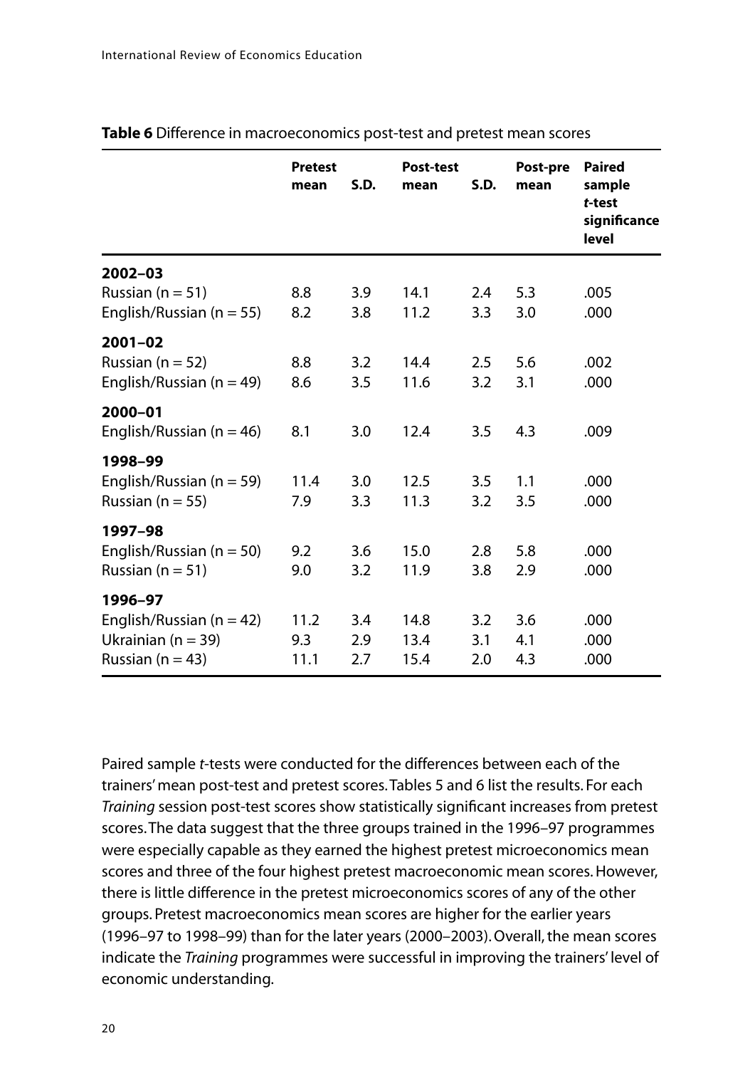**Table 6** Difference in macroeconomics post-test and pretest mean scores

| | Pretest mean | S.D. | Post-test mean | S.D. | Post-pre mean | Paired sample *t*-test significance level |
|---|---|---|---|---|---|---|
| **2002–03** | | | | | | |
| Russian (n = 51) | 8.8 | 3.9 | 14.1 | 2.4 | 5.3 | .005 |
| English/Russian (n = 55) | 8.2 | 3.8 | 11.2 | 3.3 | 3.0 | .000 |
| **2001–02** | | | | | | |
| Russian (n = 52) | 8.8 | 3.2 | 14.4 | 2.5 | 5.6 | .002 |
| English/Russian (n = 49) | 8.6 | 3.5 | 11.6 | 3.2 | 3.1 | .000 |
| **2000–01** | | | | | | |
| English/Russian (n = 46) | 8.1 | 3.0 | 12.4 | 3.5 | 4.3 | .009 |
| **1998–99** | | | | | | |
| English/Russian (n = 59) | 11.4 | 3.0 | 12.5 | 3.5 | 1.1 | .000 |
| Russian (n = 55) | 7.9 | 3.3 | 11.3 | 3.2 | 3.5 | .000 |
| **1997–98** | | | | | | |
| English/Russian (n = 50) | 9.2 | 3.6 | 15.0 | 2.8 | 5.8 | .000 |
| Russian (n = 51) | 9.0 | 3.2 | 11.9 | 3.8 | 2.9 | .000 |
| **1996–97** | | | | | | |
| English/Russian (n = 42) | 11.2 | 3.4 | 14.8 | 3.2 | 3.6 | .000 |
| Ukrainian (n = 39) | 9.3 | 2.9 | 13.4 | 3.1 | 4.1 | .000 |
| Russian (n = 43) | 11.1 | 2.7 | 15.4 | 2.0 | 4.3 | .000 |

Paired sample *t*-tests were conducted for the differences between each of the trainers' mean post-test and pretest scores. Tables 5 and 6 list the results. For each *Training* session post-test scores show statistically significant increases from pretest scores. The data suggest that the three groups trained in the 1996–97 programmes were especially capable as they earned the highest pretest microeconomics mean scores and three of the four highest pretest macroeconomic mean scores. However, there is little difference in the pretest microeconomics scores of any of the other groups. Pretest macroeconomics mean scores are higher for the earlier years (1996–97 to 1998–99) than for the later years (2000–2003). Overall, the mean scores indicate the *Training* programmes were successful in improving the trainers' level of economic understanding.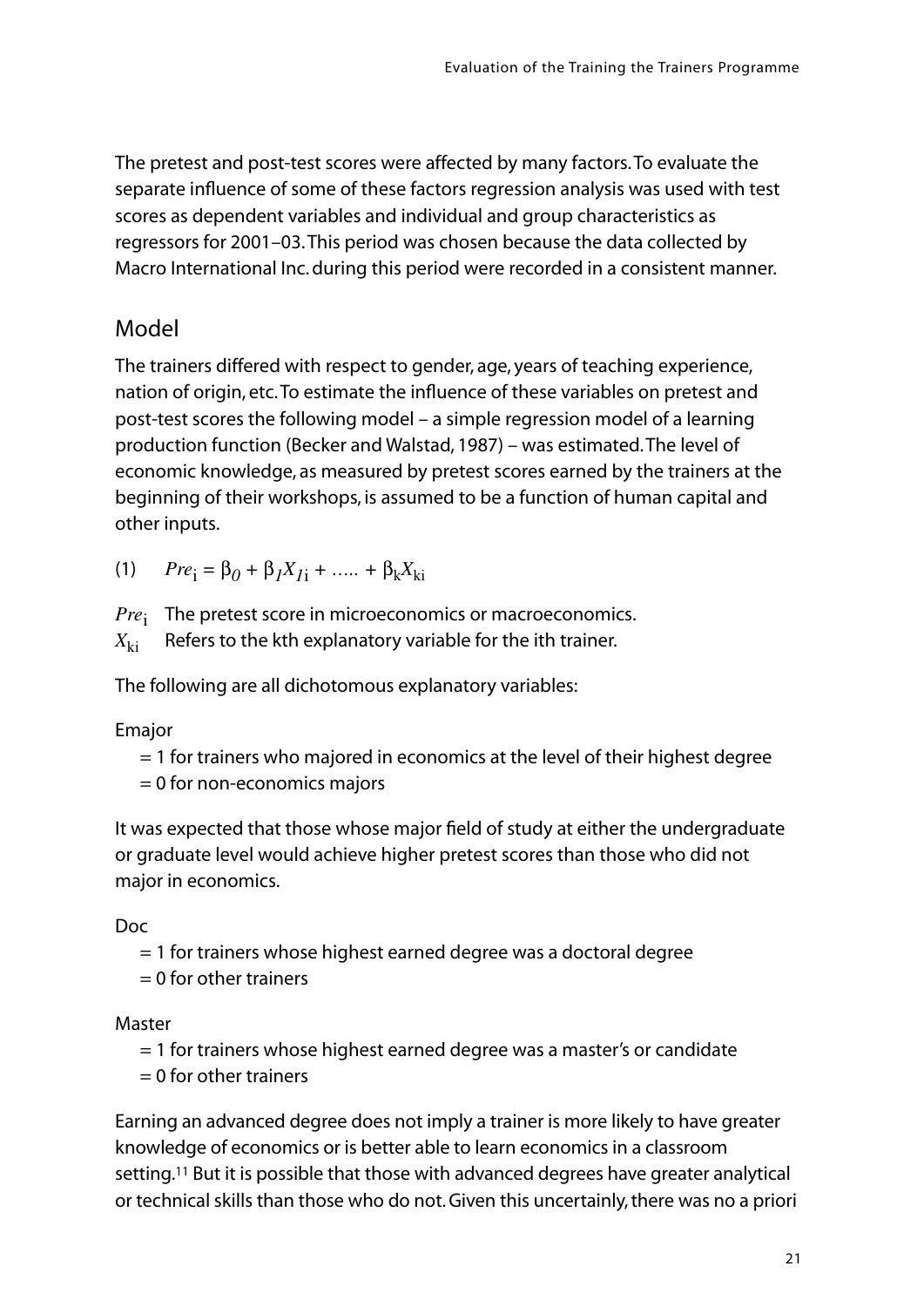The pretest and post-test scores were affected by many factors. To evaluate the separate influence of some of these factors regression analysis was used with test scores as dependent variables and individual and group characteristics as regressors for 2001–03. This period was chosen because the data collected by Macro International Inc. during this period were recorded in a consistent manner.

## Model

The trainers differed with respect to gender, age, years of teaching experience, nation of origin, etc. To estimate the influence of these variables on pretest and post-test scores the following model – a simple regression model of a learning production function (Becker and Walstad, 1987) – was estimated. The level of economic knowledge, as measured by pretest scores earned by the trainers at the beginning of their workshops, is assumed to be a function of human capital and other inputs.

(1) $Pre_i = \beta_0 + \beta_1 X_{1i} + \ldots\ldots + \beta_k X_{ki}$

$Pre_i$ The pretest score in microeconomics or macroeconomics.
$X_{ki}$ Refers to the kth explanatory variable for the ith trainer.

The following are all dichotomous explanatory variables:

Emajor
= 1 for trainers who majored in economics at the level of their highest degree
= 0 for non-economics majors

It was expected that those whose major field of study at either the undergraduate or graduate level would achieve higher pretest scores than those who did not major in economics.

Doc
= 1 for trainers whose highest earned degree was a doctoral degree
= 0 for other trainers

Master
= 1 for trainers whose highest earned degree was a master's or candidate
= 0 for other trainers

Earning an advanced degree does not imply a trainer is more likely to have greater knowledge of economics or is better able to learn economics in a classroom setting.[11] But it is possible that those with advanced degrees have greater analytical or technical skills than those who do not. Given this uncertainly, there was no a priori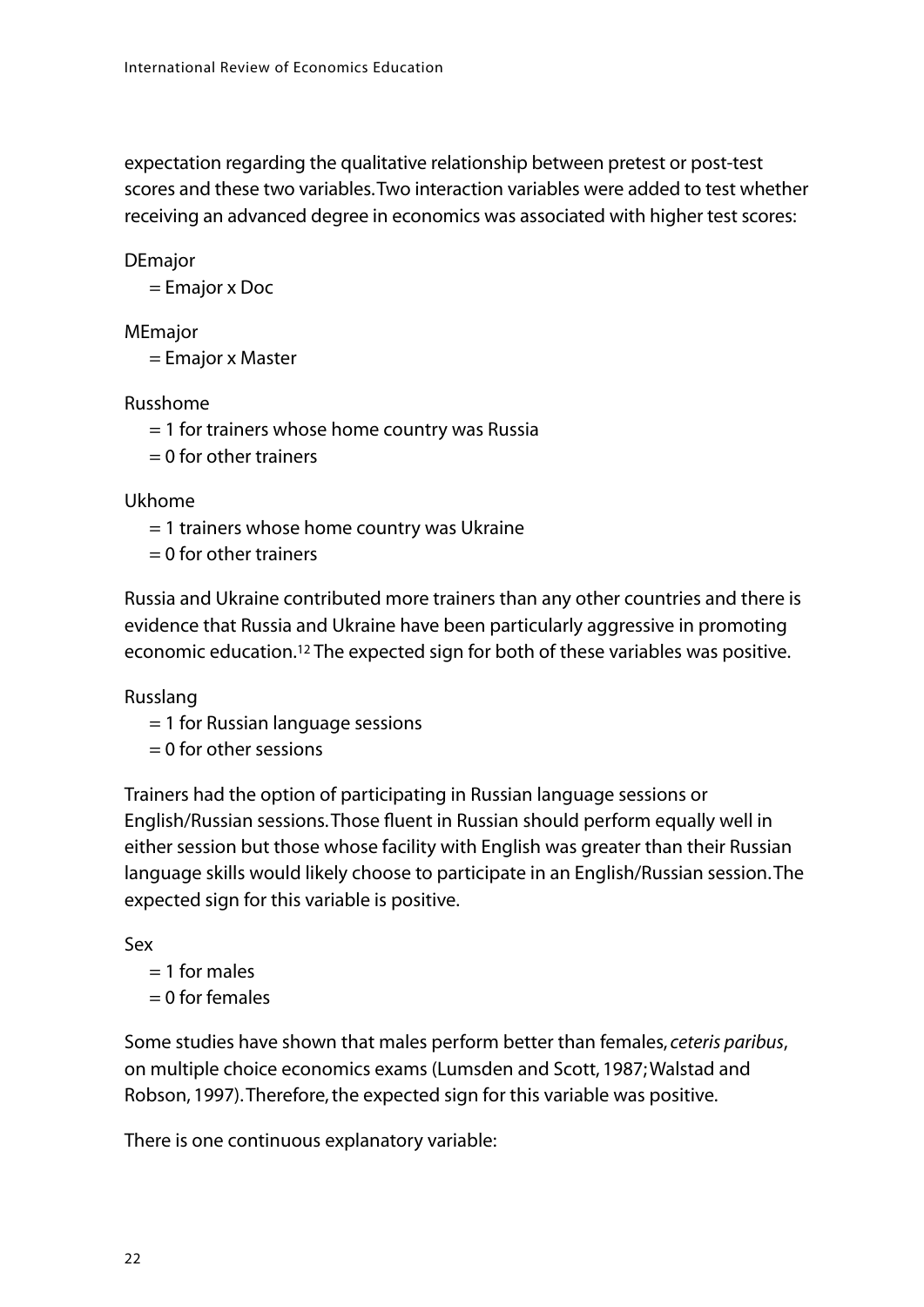expectation regarding the qualitative relationship between pretest or post-test scores and these two variables. Two interaction variables were added to test whether receiving an advanced degree in economics was associated with higher test scores:

DEmajor

= Emajor x Doc

MEmajor

= Emajor x Master

Russhome

= 1 for trainers whose home country was Russia

= 0 for other trainers

Ukhome

= 1 trainers whose home country was Ukraine

= 0 for other trainers

Russia and Ukraine contributed more trainers than any other countries and there is evidence that Russia and Ukraine have been particularly aggressive in promoting economic education.[12] The expected sign for both of these variables was positive.

Russlang

= 1 for Russian language sessions

= 0 for other sessions

Trainers had the option of participating in Russian language sessions or English/Russian sessions. Those fluent in Russian should perform equally well in either session but those whose facility with English was greater than their Russian language skills would likely choose to participate in an English/Russian session. The expected sign for this variable is positive.

Sex

= 1 for males

= 0 for females

Some studies have shown that males perform better than females, *ceteris paribus*, on multiple choice economics exams (Lumsden and Scott, 1987; Walstad and Robson, 1997). Therefore, the expected sign for this variable was positive.

There is one continuous explanatory variable: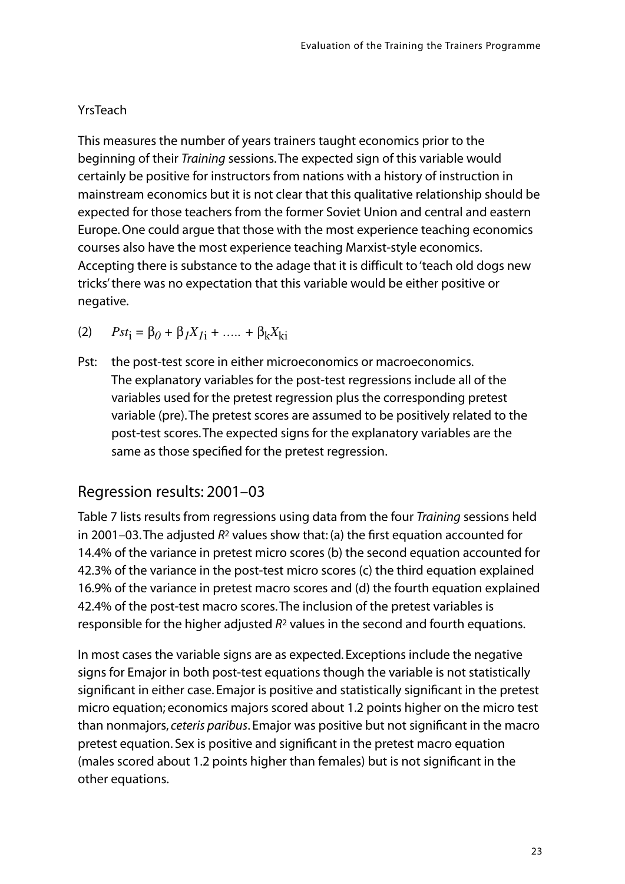YrsTeach

This measures the number of years trainers taught economics prior to the beginning of their *Training* sessions. The expected sign of this variable would certainly be positive for instructors from nations with a history of instruction in mainstream economics but it is not clear that this qualitative relationship should be expected for those teachers from the former Soviet Union and central and eastern Europe. One could argue that those with the most experience teaching economics courses also have the most experience teaching Marxist-style economics. Accepting there is substance to the adage that it is difficult to 'teach old dogs new tricks' there was no expectation that this variable would be either positive or negative.

(2) $Pst_i = \beta_0 + \beta_1 X_{1i} + ..... + \beta_k X_{ki}$

Pst: the post-test score in either microeconomics or macroeconomics. The explanatory variables for the post-test regressions include all of the variables used for the pretest regression plus the corresponding pretest variable (pre). The pretest scores are assumed to be positively related to the post-test scores. The expected signs for the explanatory variables are the same as those specified for the pretest regression.

## Regression results: 2001–03

Table 7 lists results from regressions using data from the four *Training* sessions held in 2001–03. The adjusted $R^2$ values show that: (a) the first equation accounted for 14.4% of the variance in pretest micro scores (b) the second equation accounted for 42.3% of the variance in the post-test micro scores (c) the third equation explained 16.9% of the variance in pretest macro scores and (d) the fourth equation explained 42.4% of the post-test macro scores. The inclusion of the pretest variables is responsible for the higher adjusted $R^2$ values in the second and fourth equations.

In most cases the variable signs are as expected. Exceptions include the negative signs for Emajor in both post-test equations though the variable is not statistically significant in either case. Emajor is positive and statistically significant in the pretest micro equation; economics majors scored about 1.2 points higher on the micro test than nonmajors, *ceteris paribus*. Emajor was positive but not significant in the macro pretest equation. Sex is positive and significant in the pretest macro equation (males scored about 1.2 points higher than females) but is not significant in the other equations.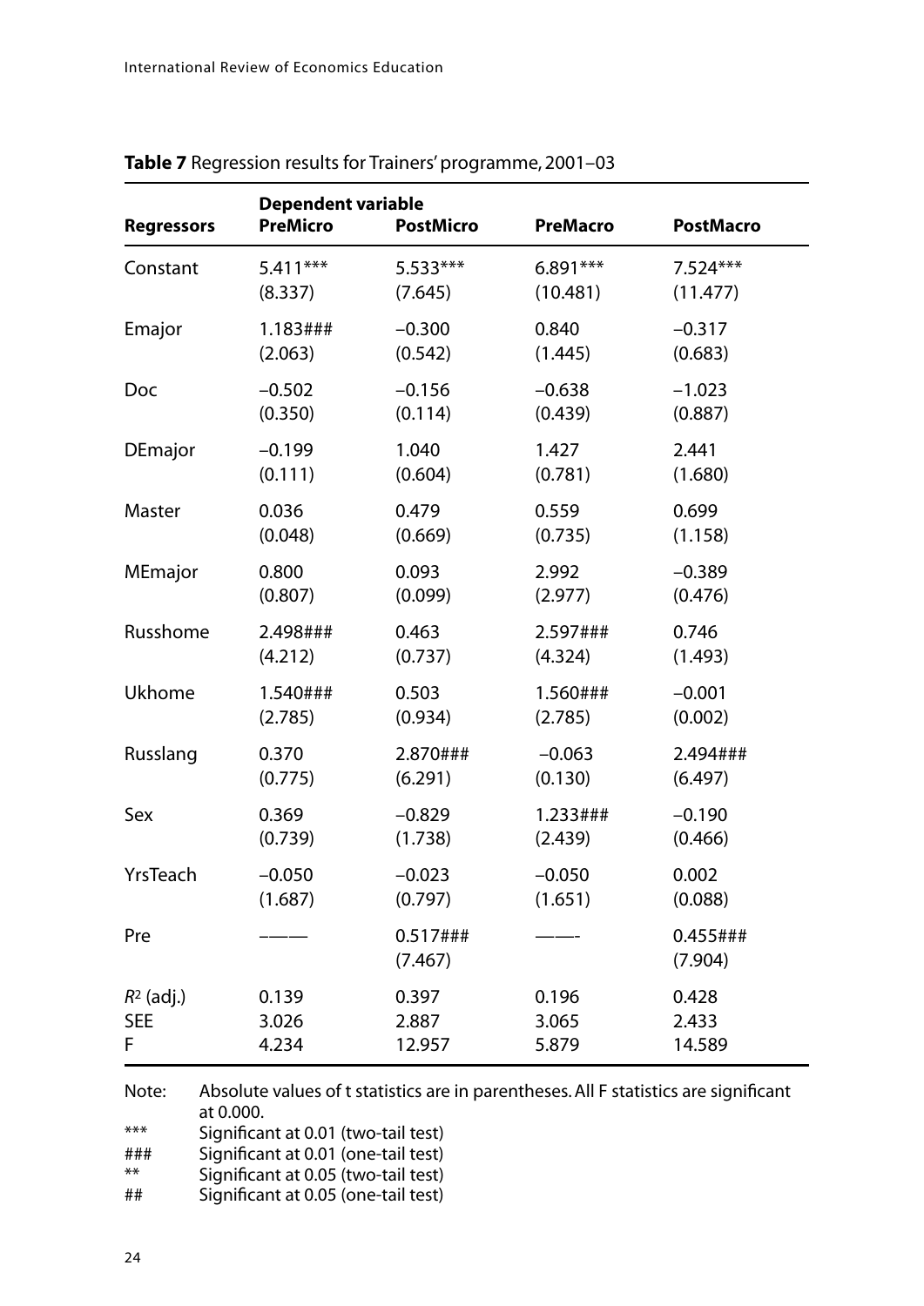**Table 7** Regression results for Trainers' programme, 2001–03

| Regressors | Dependent variable PreMicro | PostMicro | PreMacro | PostMacro |
|---|---|---|---|---|
| Constant | 5.411*** | 5.533*** | 6.891*** | 7.524*** |
| | (8.337) | (7.645) | (10.481) | (11.477) |
| Emajor | 1.183### | −0.300 | 0.840 | −0.317 |
| | (2.063) | (0.542) | (1.445) | (0.683) |
| Doc | −0.502 | −0.156 | −0.638 | −1.023 |
| | (0.350) | (0.114) | (0.439) | (0.887) |
| DEmajor | −0.199 | 1.040 | 1.427 | 2.441 |
| | (0.111) | (0.604) | (0.781) | (1.680) |
| Master | 0.036 | 0.479 | 0.559 | 0.699 |
| | (0.048) | (0.669) | (0.735) | (1.158) |
| MEmajor | 0.800 | 0.093 | 2.992 | −0.389 |
| | (0.807) | (0.099) | (2.977) | (0.476) |
| Russhome | 2.498### | 0.463 | 2.597### | 0.746 |
| | (4.212) | (0.737) | (4.324) | (1.493) |
| Ukhome | 1.540### | 0.503 | 1.560### | −0.001 |
| | (2.785) | (0.934) | (2.785) | (0.002) |
| Russlang | 0.370 | 2.870### | −0.063 | 2.494### |
| | (0.775) | (6.291) | (0.130) | (6.497) |
| Sex | 0.369 | −0.829 | 1.233### | −0.190 |
| | (0.739) | (1.738) | (2.439) | (0.466) |
| YrsTeach | −0.050 | −0.023 | −0.050 | 0.002 |
| | (1.687) | (0.797) | (1.651) | (0.088) |
| Pre | ——— | 0.517### | ——- | 0.455### |
| | | (7.467) | | (7.904) |
| $R^2$ (adj.) | 0.139 | 0.397 | 0.196 | 0.428 |
| SEE | 3.026 | 2.887 | 3.065 | 2.433 |
| F | 4.234 | 12.957 | 5.879 | 14.589 |

Note: Absolute values of t statistics are in parentheses. All F statistics are significant at 0.000.

*** Significant at 0.01 (two-tail test)

### Significant at 0.01 (one-tail test)

** Significant at 0.05 (two-tail test)

## Significant at 0.05 (one-tail test)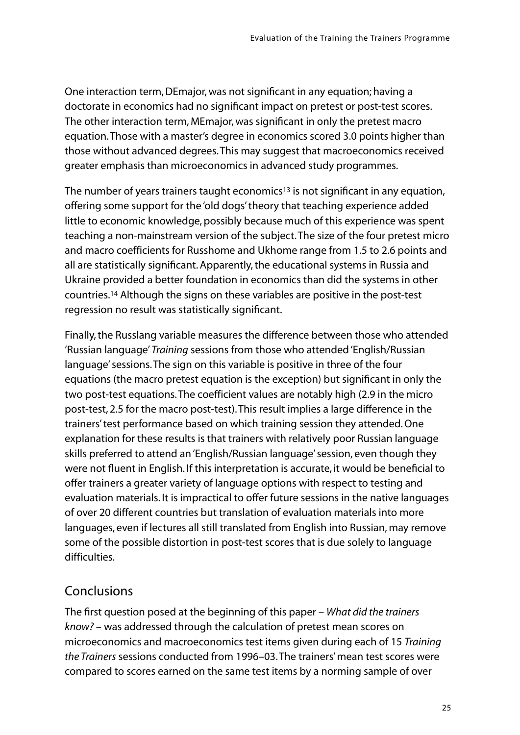One interaction term, DEmajor, was not significant in any equation; having a doctorate in economics had no significant impact on pretest or post-test scores. The other interaction term, MEmajor, was significant in only the pretest macro equation. Those with a master's degree in economics scored 3.0 points higher than those without advanced degrees. This may suggest that macroeconomics received greater emphasis than microeconomics in advanced study programmes.

The number of years trainers taught economics[13] is not significant in any equation, offering some support for the 'old dogs' theory that teaching experience added little to economic knowledge, possibly because much of this experience was spent teaching a non-mainstream version of the subject. The size of the four pretest micro and macro coefficients for Russhome and Ukhome range from 1.5 to 2.6 points and all are statistically significant. Apparently, the educational systems in Russia and Ukraine provided a better foundation in economics than did the systems in other countries.[14] Although the signs on these variables are positive in the post-test regression no result was statistically significant.

Finally, the Russlang variable measures the difference between those who attended 'Russian language' *Training* sessions from those who attended 'English/Russian language' sessions. The sign on this variable is positive in three of the four equations (the macro pretest equation is the exception) but significant in only the two post-test equations. The coefficient values are notably high (2.9 in the micro post-test, 2.5 for the macro post-test). This result implies a large difference in the trainers' test performance based on which training session they attended. One explanation for these results is that trainers with relatively poor Russian language skills preferred to attend an 'English/Russian language' session, even though they were not fluent in English. If this interpretation is accurate, it would be beneficial to offer trainers a greater variety of language options with respect to testing and evaluation materials. It is impractical to offer future sessions in the native languages of over 20 different countries but translation of evaluation materials into more languages, even if lectures all still translated from English into Russian, may remove some of the possible distortion in post-test scores that is due solely to language difficulties.

## Conclusions

The first question posed at the beginning of this paper – *What did the trainers know?* – was addressed through the calculation of pretest mean scores on microeconomics and macroeconomics test items given during each of 15 *Training the Trainers* sessions conducted from 1996–03. The trainers' mean test scores were compared to scores earned on the same test items by a norming sample of over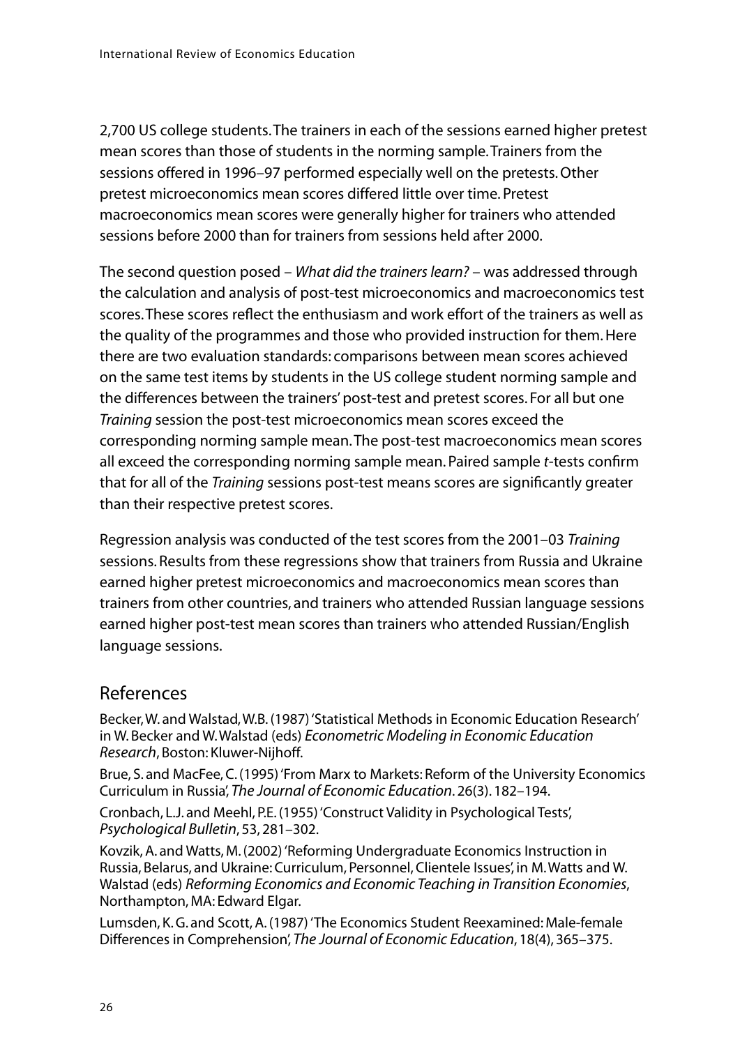2,700 US college students. The trainers in each of the sessions earned higher pretest mean scores than those of students in the norming sample. Trainers from the sessions offered in 1996–97 performed especially well on the pretests. Other pretest microeconomics mean scores differed little over time. Pretest macroeconomics mean scores were generally higher for trainers who attended sessions before 2000 than for trainers from sessions held after 2000.

The second question posed – *What did the trainers learn?* – was addressed through the calculation and analysis of post-test microeconomics and macroeconomics test scores. These scores reflect the enthusiasm and work effort of the trainers as well as the quality of the programmes and those who provided instruction for them. Here there are two evaluation standards: comparisons between mean scores achieved on the same test items by students in the US college student norming sample and the differences between the trainers' post-test and pretest scores. For all but one *Training* session the post-test microeconomics mean scores exceed the corresponding norming sample mean. The post-test macroeconomics mean scores all exceed the corresponding norming sample mean. Paired sample *t*-tests confirm that for all of the *Training* sessions post-test means scores are significantly greater than their respective pretest scores.

Regression analysis was conducted of the test scores from the 2001–03 *Training* sessions. Results from these regressions show that trainers from Russia and Ukraine earned higher pretest microeconomics and macroeconomics mean scores than trainers from other countries, and trainers who attended Russian language sessions earned higher post-test mean scores than trainers who attended Russian/English language sessions.

## References

Becker, W. and Walstad, W.B. (1987) 'Statistical Methods in Economic Education Research' in W. Becker and W. Walstad (eds) *Econometric Modeling in Economic Education Research*, Boston: Kluwer-Nijhoff.

Brue, S. and MacFee, C. (1995) 'From Marx to Markets: Reform of the University Economics Curriculum in Russia', *The Journal of Economic Education*. 26(3). 182–194.

Cronbach, L.J. and Meehl, P.E. (1955) 'Construct Validity in Psychological Tests', *Psychological Bulletin*, 53, 281–302.

Kovzik, A. and Watts, M. (2002) 'Reforming Undergraduate Economics Instruction in Russia, Belarus, and Ukraine: Curriculum, Personnel, Clientele Issues', in M. Watts and W. Walstad (eds) *Reforming Economics and Economic Teaching in Transition Economies*, Northampton, MA: Edward Elgar.

Lumsden, K. G. and Scott, A. (1987) 'The Economics Student Reexamined: Male-female Differences in Comprehension', *The Journal of Economic Education*, 18(4), 365–375.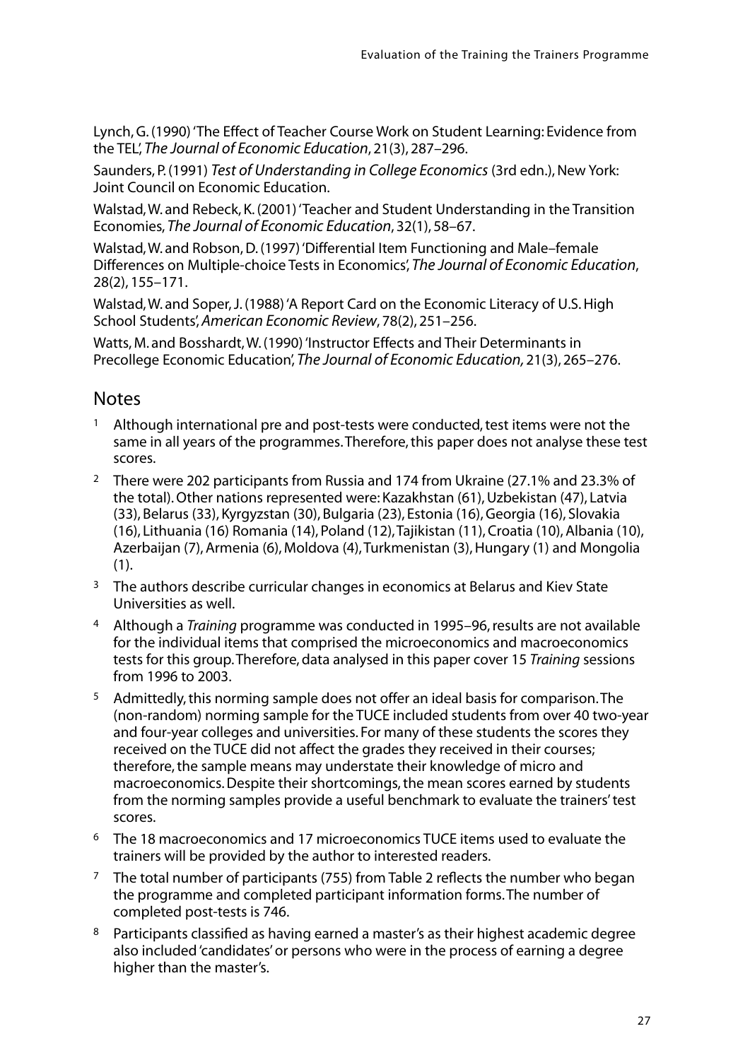Lynch, G. (1990) 'The Effect of Teacher Course Work on Student Learning: Evidence from the TEL', *The Journal of Economic Education*, 21(3), 287–296.

Saunders, P. (1991) *Test of Understanding in College Economics* (3rd edn.), New York: Joint Council on Economic Education.

Walstad, W. and Rebeck, K. (2001) 'Teacher and Student Understanding in the Transition Economies, *The Journal of Economic Education*, 32(1), 58–67.

Walstad, W. and Robson, D. (1997) 'Differential Item Functioning and Male–female Differences on Multiple-choice Tests in Economics', *The Journal of Economic Education*, 28(2), 155–171.

Walstad, W. and Soper, J. (1988) 'A Report Card on the Economic Literacy of U.S. High School Students', *American Economic Review*, 78(2), 251–256.

Watts, M. and Bosshardt, W. (1990) 'Instructor Effects and Their Determinants in Precollege Economic Education', *The Journal of Economic Education,* 21(3), 265–276.

## Notes

1. Although international pre and post-tests were conducted, test items were not the same in all years of the programmes. Therefore, this paper does not analyse these test scores.
2. There were 202 participants from Russia and 174 from Ukraine (27.1% and 23.3% of the total). Other nations represented were: Kazakhstan (61), Uzbekistan (47), Latvia (33), Belarus (33), Kyrgyzstan (30), Bulgaria (23), Estonia (16), Georgia (16), Slovakia (16), Lithuania (16) Romania (14), Poland (12), Tajikistan (11), Croatia (10), Albania (10), Azerbaijan (7), Armenia (6), Moldova (4), Turkmenistan (3), Hungary (1) and Mongolia (1).
3. The authors describe curricular changes in economics at Belarus and Kiev State Universities as well.
4. Although a *Training* programme was conducted in 1995–96, results are not available for the individual items that comprised the microeconomics and macroeconomics tests for this group. Therefore, data analysed in this paper cover 15 *Training* sessions from 1996 to 2003.
5. Admittedly, this norming sample does not offer an ideal basis for comparison. The (non-random) norming sample for the TUCE included students from over 40 two-year and four-year colleges and universities. For many of these students the scores they received on the TUCE did not affect the grades they received in their courses; therefore, the sample means may understate their knowledge of micro and macroeconomics. Despite their shortcomings, the mean scores earned by students from the norming samples provide a useful benchmark to evaluate the trainers' test scores.
6. The 18 macroeconomics and 17 microeconomics TUCE items used to evaluate the trainers will be provided by the author to interested readers.
7. The total number of participants (755) from Table 2 reflects the number who began the programme and completed participant information forms. The number of completed post-tests is 746.
8. Participants classified as having earned a master's as their highest academic degree also included 'candidates' or persons who were in the process of earning a degree higher than the master's.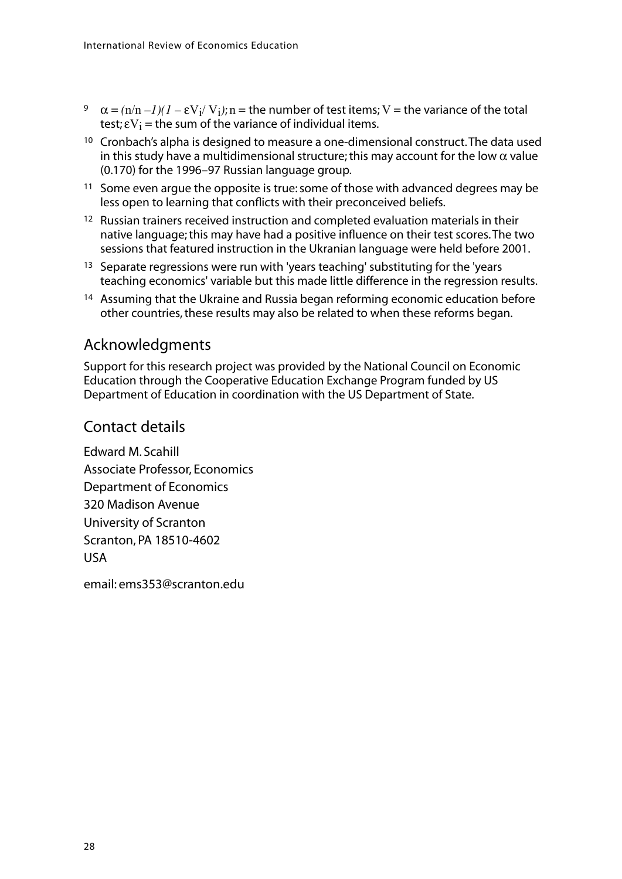9 $\alpha = (n/n - 1)(1 - \varepsilon V_i / V_i)$; n = the number of test items; V = the variance of the total test; $\varepsilon V_i$ = the sum of the variance of individual items.

10 Cronbach's alpha is designed to measure a one-dimensional construct. The data used in this study have a multidimensional structure; this may account for the low $\alpha$ value (0.170) for the 1996–97 Russian language group.

11 Some even argue the opposite is true: some of those with advanced degrees may be less open to learning that conflicts with their preconceived beliefs.

12 Russian trainers received instruction and completed evaluation materials in their native language; this may have had a positive influence on their test scores. The two sessions that featured instruction in the Ukranian language were held before 2001.

13 Separate regressions were run with 'years teaching' substituting for the 'years teaching economics' variable but this made little difference in the regression results.

14 Assuming that the Ukraine and Russia began reforming economic education before other countries, these results may also be related to when these reforms began.

## Acknowledgments

Support for this research project was provided by the National Council on Economic Education through the Cooperative Education Exchange Program funded by US Department of Education in coordination with the US Department of State.

## Contact details

Edward M. Scahill
Associate Professor, Economics
Department of Economics
320 Madison Avenue
University of Scranton
Scranton, PA 18510-4602
USA

email: ems353@scranton.edu